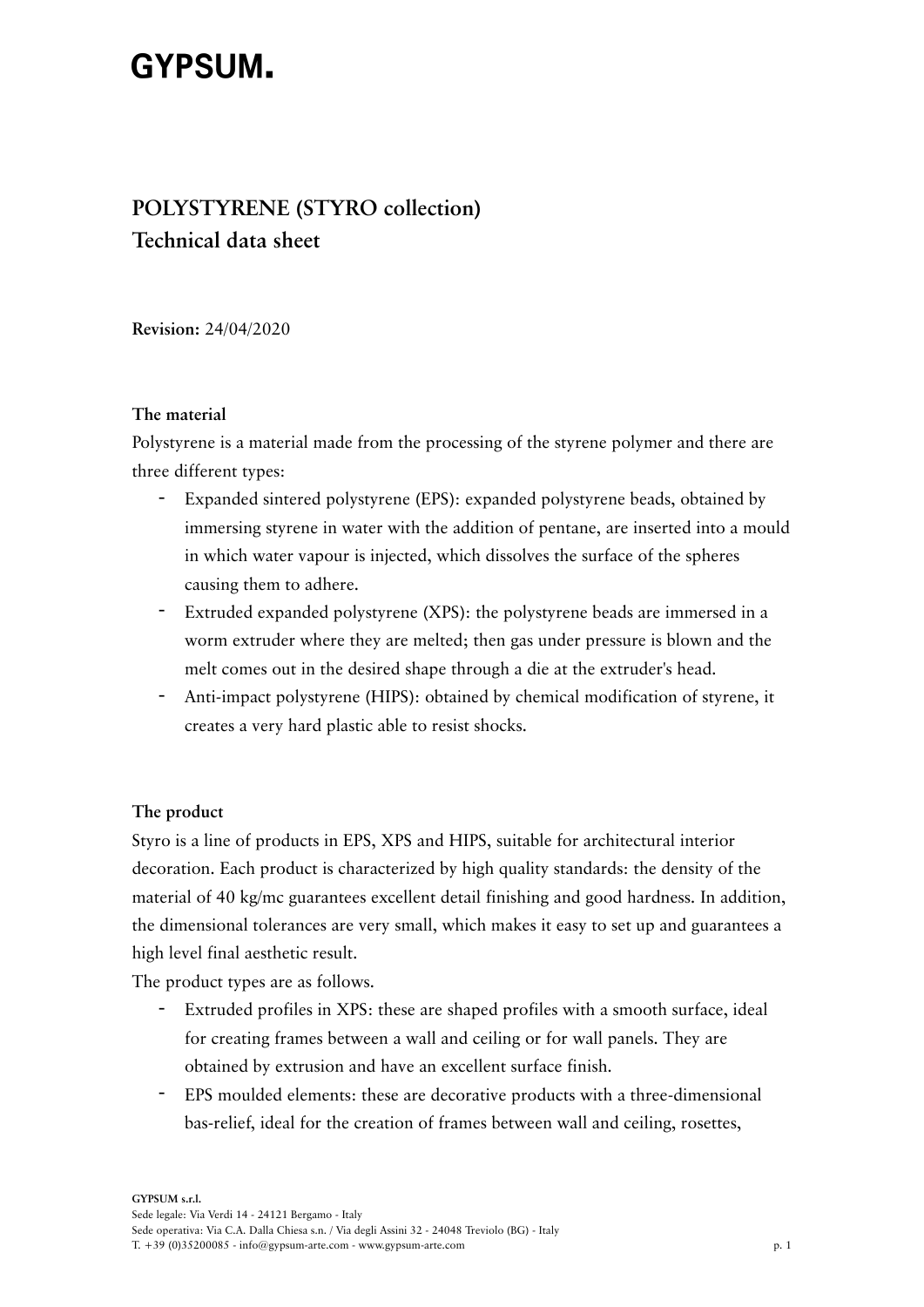# GYPSUM.

## POLYSTYRENE (STYRO collection)
## Technical data sheet

**Revision:** 24/04/2020

**The material**

Polystyrene is a material made from the processing of the styrene polymer and there are three different types:

- Expanded sintered polystyrene (EPS): expanded polystyrene beads, obtained by immersing styrene in water with the addition of pentane, are inserted into a mould in which water vapour is injected, which dissolves the surface of the spheres causing them to adhere.
- Extruded expanded polystyrene (XPS): the polystyrene beads are immersed in a worm extruder where they are melted; then gas under pressure is blown and the melt comes out in the desired shape through a die at the extruder's head.
- Anti-impact polystyrene (HIPS): obtained by chemical modification of styrene, it creates a very hard plastic able to resist shocks.

**The product**

Styro is a line of products in EPS, XPS and HIPS, suitable for architectural interior decoration. Each product is characterized by high quality standards: the density of the material of 40 kg/mc guarantees excellent detail finishing and good hardness. In addition, the dimensional tolerances are very small, which makes it easy to set up and guarantees a high level final aesthetic result.

The product types are as follows.

- Extruded profiles in XPS: these are shaped profiles with a smooth surface, ideal for creating frames between a wall and ceiling or for wall panels. They are obtained by extrusion and have an excellent surface finish.
- EPS moulded elements: these are decorative products with a three-dimensional bas-relief, ideal for the creation of frames between wall and ceiling, rosettes,

**GYPSUM s.r.l.**
Sede legale: Via Verdi 14 - 24121 Bergamo - Italy
Sede operativa: Via C.A. Dalla Chiesa s.n. / Via degli Assini 32 - 24048 Treviolo (BG) - Italy
T. +39 (0)35200085 - info@gypsum-arte.com - www.gypsum-arte.com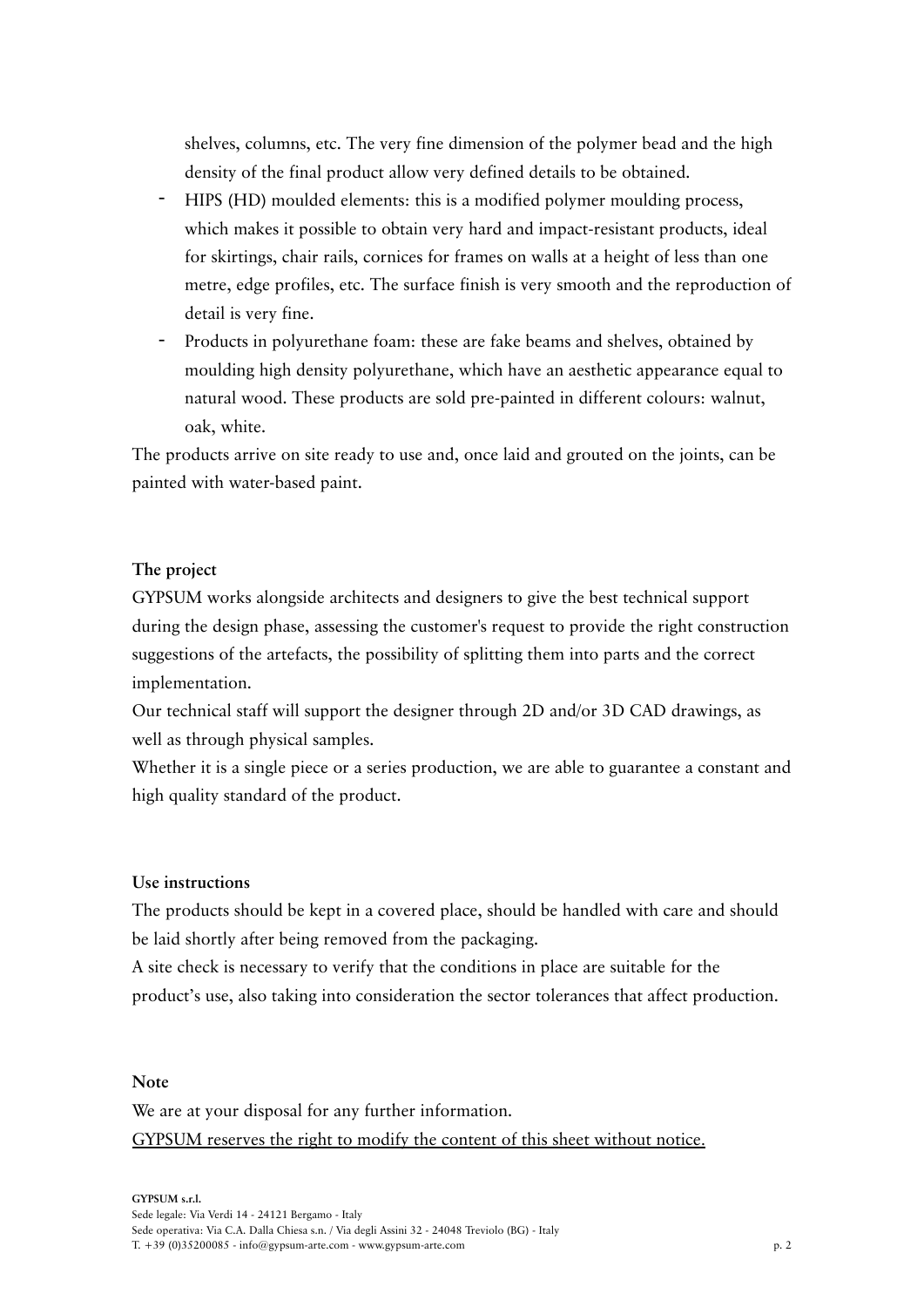shelves, columns, etc. The very fine dimension of the polymer bead and the high density of the final product allow very defined details to be obtained.

- HIPS (HD) moulded elements: this is a modified polymer moulding process, which makes it possible to obtain very hard and impact-resistant products, ideal for skirtings, chair rails, cornices for frames on walls at a height of less than one metre, edge profiles, etc. The surface finish is very smooth and the reproduction of detail is very fine.
- Products in polyurethane foam: these are fake beams and shelves, obtained by moulding high density polyurethane, which have an aesthetic appearance equal to natural wood. These products are sold pre-painted in different colours: walnut, oak, white.

The products arrive on site ready to use and, once laid and grouted on the joints, can be painted with water-based paint.

**The project**

GYPSUM works alongside architects and designers to give the best technical support during the design phase, assessing the customer's request to provide the right construction suggestions of the artefacts, the possibility of splitting them into parts and the correct implementation.

Our technical staff will support the designer through 2D and/or 3D CAD drawings, as well as through physical samples.

Whether it is a single piece or a series production, we are able to guarantee a constant and high quality standard of the product.

**Use instructions**

The products should be kept in a covered place, should be handled with care and should be laid shortly after being removed from the packaging.

A site check is necessary to verify that the conditions in place are suitable for the product's use, also taking into consideration the sector tolerances that affect production.

**Note**

We are at your disposal for any further information.

GYPSUM reserves the right to modify the content of this sheet without notice.

**GYPSUM s.r.l.**
Sede legale: Via Verdi 14 - 24121 Bergamo - Italy
Sede operativa: Via C.A. Dalla Chiesa s.n. / Via degli Assini 32 - 24048 Treviolo (BG) - Italy
T. +39 (0)35200085 - info@gypsum-arte.com - www.gypsum-arte.com